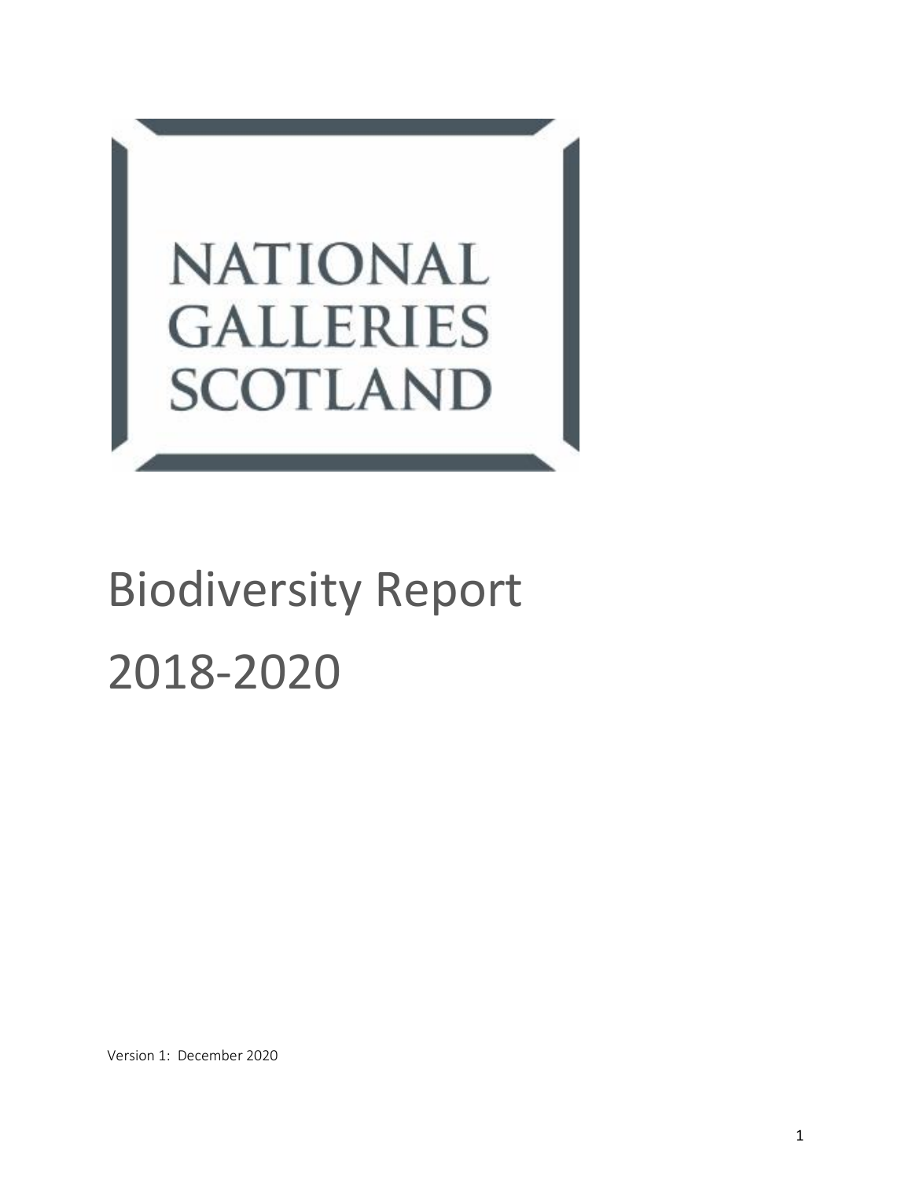NATIONAL GALLERIES SCOTLAND

# Biodiversity Report 2018-2020

Version 1: December 2020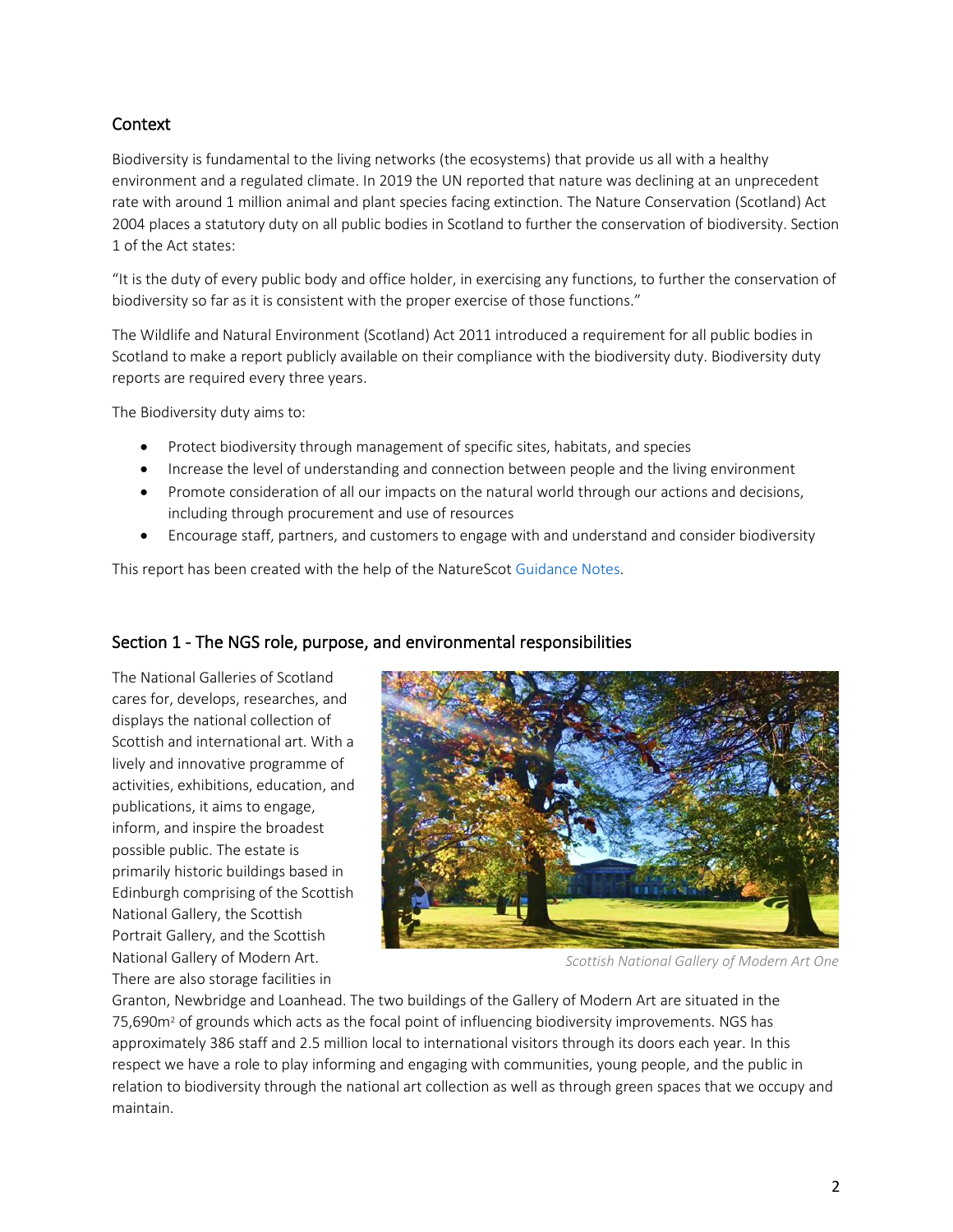## Context

Biodiversity is fundamental to the living networks (the ecosystems) that provide us all with a healthy environment and a regulated climate. In 2019 the UN reported that nature was declining at an unprecedent rate with around 1 million animal and plant species facing extinction. The Nature Conservation (Scotland) Act 2004 places a statutory duty on all public bodies in Scotland to further the conservation of biodiversity. Section 1 of the Act states:

"It is the duty of every public body and office holder, in exercising any functions, to further the conservation of biodiversity so far as it is consistent with the proper exercise of those functions."

The Wildlife and Natural Environment (Scotland) Act 2011 introduced a requirement for all public bodies in Scotland to make a report publicly available on their compliance with the biodiversity duty. Biodiversity duty reports are required every three years.

The Biodiversity duty aims to:

- Protect biodiversity through management of specific sites, habitats, and species
- Increase the level of understanding and connection between people and the living environment
- Promote consideration of all our impacts on the natural world through our actions and decisions, including through procurement and use of resources
- Encourage staff, partners, and customers to engage with and understand and consider biodiversity

This report has been created with the help of the NatureScot Guidance Notes.

## Section 1 - The NGS role, purpose, and environmental responsibilities

The National Galleries of Scotland cares for, develops, researches, and displays the national collection of Scottish and international art. With a lively and innovative programme of activities, exhibitions, education, and publications, it aims to engage, inform, and inspire the broadest possible public. The estate is primarily historic buildings based in Edinburgh comprising of the Scottish National Gallery, the Scottish Portrait Gallery, and the Scottish National Gallery of Modern Art. There are also storage facilities in Granton, Newbridge and Loanhead. The two buildings of the Gallery of Modern Art are situated in the 75,690m$^2$ of grounds which acts as the focal point of influencing biodiversity improvements. NGS has approximately 386 staff and 2.5 million local to international visitors through its doors each year. In this respect we have a role to play informing and engaging with communities, young people, and the public in relation to biodiversity through the national art collection as well as through green spaces that we occupy and maintain.

*Scottish National Gallery of Modern Art One*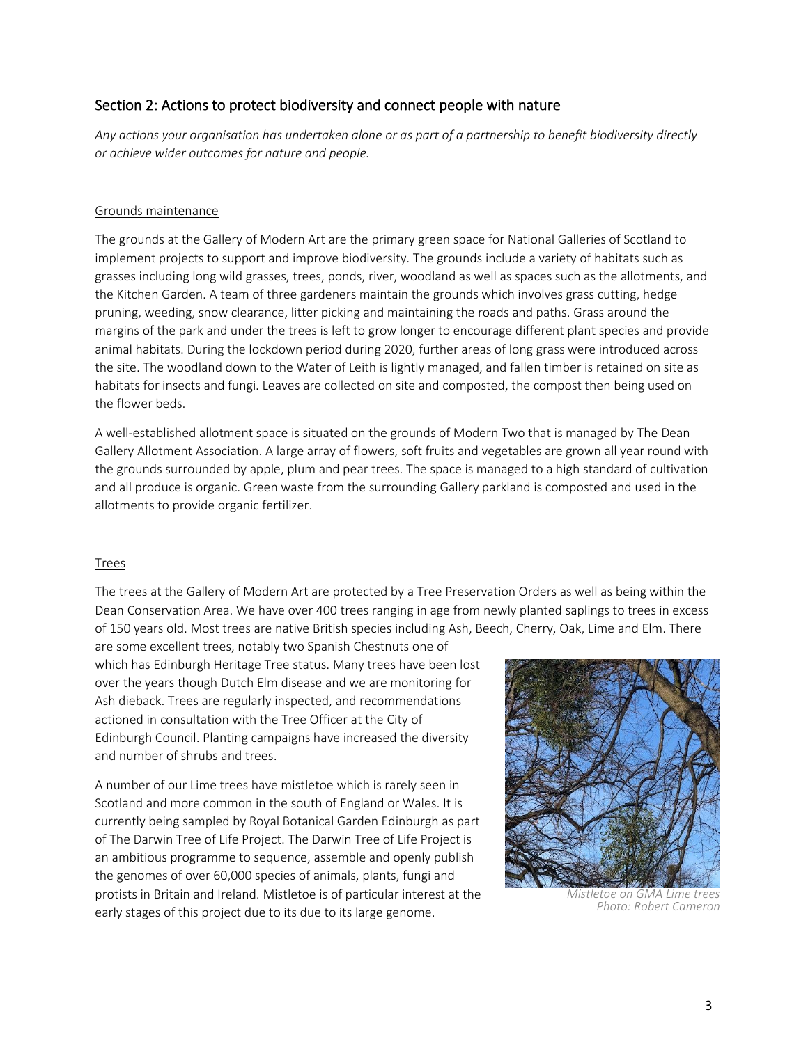## Section 2: Actions to protect biodiversity and connect people with nature

*Any actions your organisation has undertaken alone or as part of a partnership to benefit biodiversity directly or achieve wider outcomes for nature and people.*

### Grounds maintenance

The grounds at the Gallery of Modern Art are the primary green space for National Galleries of Scotland to implement projects to support and improve biodiversity. The grounds include a variety of habitats such as grasses including long wild grasses, trees, ponds, river, woodland as well as spaces such as the allotments, and the Kitchen Garden. A team of three gardeners maintain the grounds which involves grass cutting, hedge pruning, weeding, snow clearance, litter picking and maintaining the roads and paths. Grass around the margins of the park and under the trees is left to grow longer to encourage different plant species and provide animal habitats. During the lockdown period during 2020, further areas of long grass were introduced across the site. The woodland down to the Water of Leith is lightly managed, and fallen timber is retained on site as habitats for insects and fungi. Leaves are collected on site and composted, the compost then being used on the flower beds.

A well-established allotment space is situated on the grounds of Modern Two that is managed by The Dean Gallery Allotment Association. A large array of flowers, soft fruits and vegetables are grown all year round with the grounds surrounded by apple, plum and pear trees. The space is managed to a high standard of cultivation and all produce is organic. Green waste from the surrounding Gallery parkland is composted and used in the allotments to provide organic fertilizer.

### Trees

The trees at the Gallery of Modern Art are protected by a Tree Preservation Orders as well as being within the Dean Conservation Area. We have over 400 trees ranging in age from newly planted saplings to trees in excess of 150 years old. Most trees are native British species including Ash, Beech, Cherry, Oak, Lime and Elm. There are some excellent trees, notably two Spanish Chestnuts one of which has Edinburgh Heritage Tree status. Many trees have been lost over the years though Dutch Elm disease and we are monitoring for Ash dieback. Trees are regularly inspected, and recommendations actioned in consultation with the Tree Officer at the City of Edinburgh Council. Planting campaigns have increased the diversity and number of shrubs and trees.

A number of our Lime trees have mistletoe which is rarely seen in Scotland and more common in the south of England or Wales. It is currently being sampled by Royal Botanical Garden Edinburgh as part of The Darwin Tree of Life Project. The Darwin Tree of Life Project is an ambitious programme to sequence, assemble and openly publish the genomes of over 60,000 species of animals, plants, fungi and protists in Britain and Ireland. Mistletoe is of particular interest at the early stages of this project due to its due to its large genome.

*Mistletoe on GMA Lime trees*
*Photo: Robert Cameron*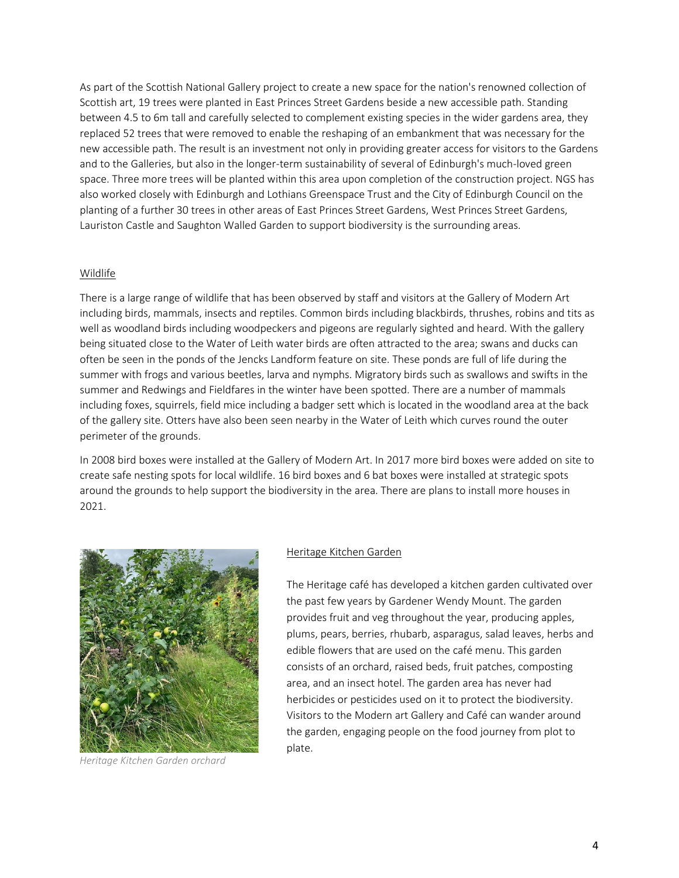As part of the Scottish National Gallery project to create a new space for the nation's renowned collection of Scottish art, 19 trees were planted in East Princes Street Gardens beside a new accessible path. Standing between 4.5 to 6m tall and carefully selected to complement existing species in the wider gardens area, they replaced 52 trees that were removed to enable the reshaping of an embankment that was necessary for the new accessible path. The result is an investment not only in providing greater access for visitors to the Gardens and to the Galleries, but also in the longer-term sustainability of several of Edinburgh's much-loved green space. Three more trees will be planted within this area upon completion of the construction project. NGS has also worked closely with Edinburgh and Lothians Greenspace Trust and the City of Edinburgh Council on the planting of a further 30 trees in other areas of East Princes Street Gardens, West Princes Street Gardens, Lauriston Castle and Saughton Walled Garden to support biodiversity is the surrounding areas.

## Wildlife

There is a large range of wildlife that has been observed by staff and visitors at the Gallery of Modern Art including birds, mammals, insects and reptiles. Common birds including blackbirds, thrushes, robins and tits as well as woodland birds including woodpeckers and pigeons are regularly sighted and heard. With the gallery being situated close to the Water of Leith water birds are often attracted to the area; swans and ducks can often be seen in the ponds of the Jencks Landform feature on site. These ponds are full of life during the summer with frogs and various beetles, larva and nymphs. Migratory birds such as swallows and swifts in the summer and Redwings and Fieldfares in the winter have been spotted. There are a number of mammals including foxes, squirrels, field mice including a badger sett which is located in the woodland area at the back of the gallery site. Otters have also been seen nearby in the Water of Leith which curves round the outer perimeter of the grounds.

In 2008 bird boxes were installed at the Gallery of Modern Art. In 2017 more bird boxes were added on site to create safe nesting spots for local wildlife. 16 bird boxes and 6 bat boxes were installed at strategic spots around the grounds to help support the biodiversity in the area. There are plans to install more houses in 2021.

## Heritage Kitchen Garden

The Heritage café has developed a kitchen garden cultivated over the past few years by Gardener Wendy Mount. The garden provides fruit and veg throughout the year, producing apples, plums, pears, berries, rhubarb, asparagus, salad leaves, herbs and edible flowers that are used on the café menu. This garden consists of an orchard, raised beds, fruit patches, composting area, and an insect hotel. The garden area has never had herbicides or pesticides used on it to protect the biodiversity. Visitors to the Modern art Gallery and Café can wander around the garden, engaging people on the food journey from plot to plate.

*Heritage Kitchen Garden orchard*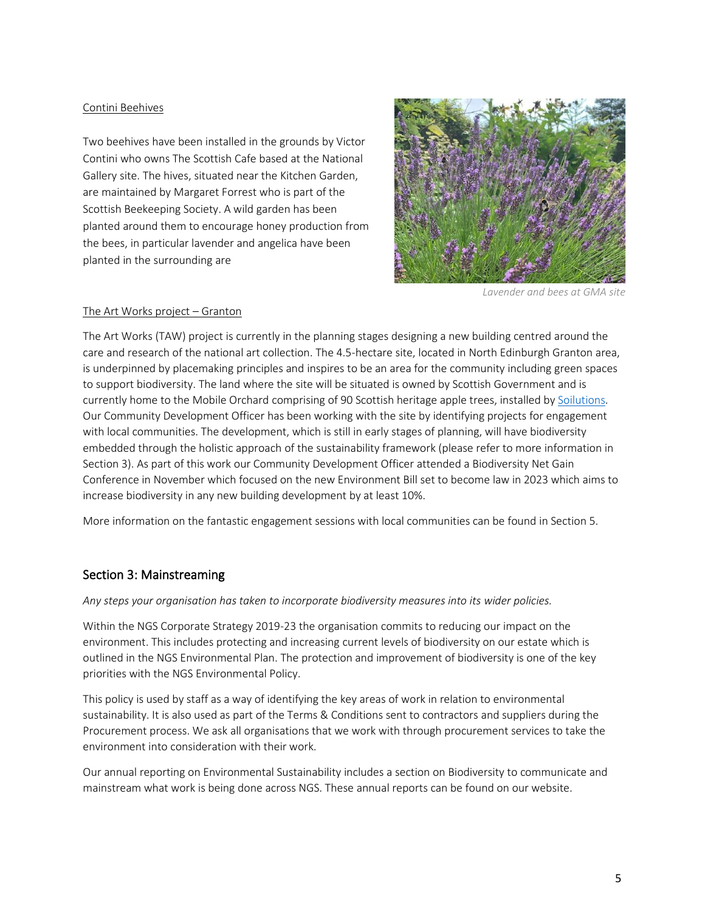Contini Beehives

Two beehives have been installed in the grounds by Victor Contini who owns The Scottish Cafe based at the National Gallery site. The hives, situated near the Kitchen Garden, are maintained by Margaret Forrest who is part of the Scottish Beekeeping Society. A wild garden has been planted around them to encourage honey production from the bees, in particular lavender and angelica have been planted in the surrounding are

*Lavender and bees at GMA site*

The Art Works project – Granton

The Art Works (TAW) project is currently in the planning stages designing a new building centred around the care and research of the national art collection. The 4.5-hectare site, located in North Edinburgh Granton area, is underpinned by placemaking principles and inspires to be an area for the community including green spaces to support biodiversity. The land where the site will be situated is owned by Scottish Government and is currently home to the Mobile Orchard comprising of 90 Scottish heritage apple trees, installed by Soilutions. Our Community Development Officer has been working with the site by identifying projects for engagement with local communities. The development, which is still in early stages of planning, will have biodiversity embedded through the holistic approach of the sustainability framework (please refer to more information in Section 3). As part of this work our Community Development Officer attended a Biodiversity Net Gain Conference in November which focused on the new Environment Bill set to become law in 2023 which aims to increase biodiversity in any new building development by at least 10%.

More information on the fantastic engagement sessions with local communities can be found in Section 5.

## Section 3: Mainstreaming

*Any steps your organisation has taken to incorporate biodiversity measures into its wider policies.*

Within the NGS Corporate Strategy 2019-23 the organisation commits to reducing our impact on the environment. This includes protecting and increasing current levels of biodiversity on our estate which is outlined in the NGS Environmental Plan. The protection and improvement of biodiversity is one of the key priorities with the NGS Environmental Policy.

This policy is used by staff as a way of identifying the key areas of work in relation to environmental sustainability. It is also used as part of the Terms & Conditions sent to contractors and suppliers during the Procurement process. We ask all organisations that we work with through procurement services to take the environment into consideration with their work.

Our annual reporting on Environmental Sustainability includes a section on Biodiversity to communicate and mainstream what work is being done across NGS. These annual reports can be found on our website.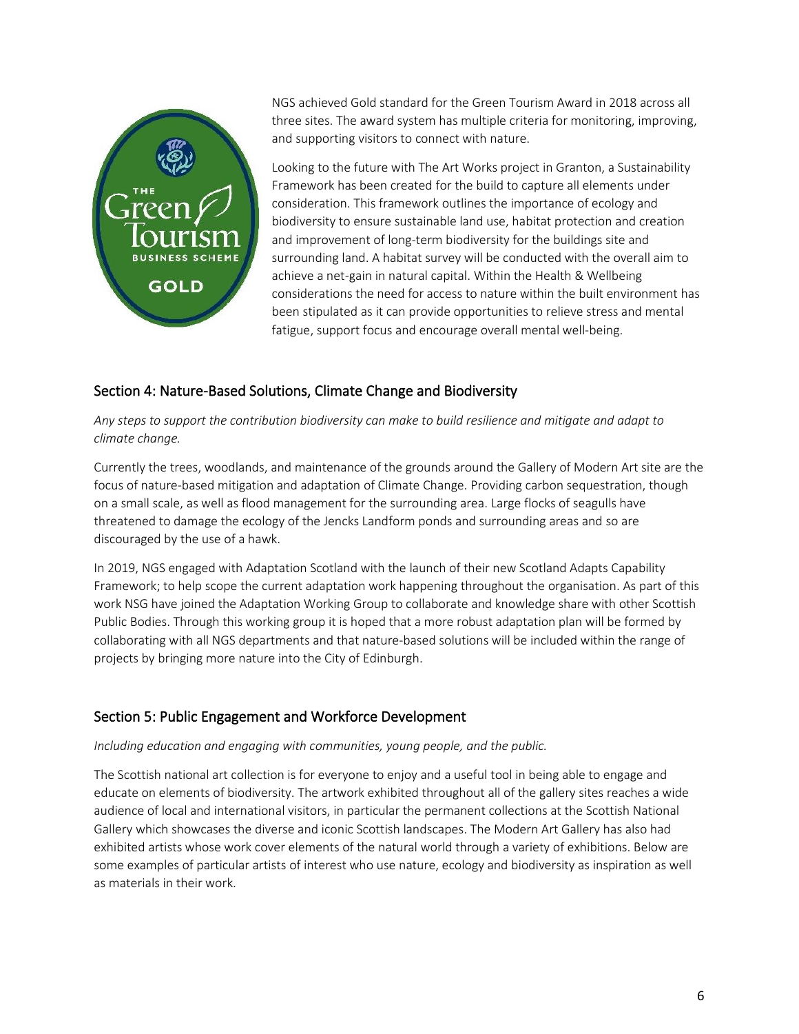NGS achieved Gold standard for the Green Tourism Award in 2018 across all three sites. The award system has multiple criteria for monitoring, improving, and supporting visitors to connect with nature.

Looking to the future with The Art Works project in Granton, a Sustainability Framework has been created for the build to capture all elements under consideration. This framework outlines the importance of ecology and biodiversity to ensure sustainable land use, habitat protection and creation and improvement of long-term biodiversity for the buildings site and surrounding land. A habitat survey will be conducted with the overall aim to achieve a net-gain in natural capital. Within the Health & Wellbeing considerations the need for access to nature within the built environment has been stipulated as it can provide opportunities to relieve stress and mental fatigue, support focus and encourage overall mental well-being.

## Section 4: Nature-Based Solutions, Climate Change and Biodiversity

*Any steps to support the contribution biodiversity can make to build resilience and mitigate and adapt to climate change.*

Currently the trees, woodlands, and maintenance of the grounds around the Gallery of Modern Art site are the focus of nature-based mitigation and adaptation of Climate Change. Providing carbon sequestration, though on a small scale, as well as flood management for the surrounding area. Large flocks of seagulls have threatened to damage the ecology of the Jencks Landform ponds and surrounding areas and so are discouraged by the use of a hawk.

In 2019, NGS engaged with Adaptation Scotland with the launch of their new Scotland Adapts Capability Framework; to help scope the current adaptation work happening throughout the organisation. As part of this work NSG have joined the Adaptation Working Group to collaborate and knowledge share with other Scottish Public Bodies. Through this working group it is hoped that a more robust adaptation plan will be formed by collaborating with all NGS departments and that nature-based solutions will be included within the range of projects by bringing more nature into the City of Edinburgh.

## Section 5: Public Engagement and Workforce Development

*Including education and engaging with communities, young people, and the public.*

The Scottish national art collection is for everyone to enjoy and a useful tool in being able to engage and educate on elements of biodiversity. The artwork exhibited throughout all of the gallery sites reaches a wide audience of local and international visitors, in particular the permanent collections at the Scottish National Gallery which showcases the diverse and iconic Scottish landscapes. The Modern Art Gallery has also had exhibited artists whose work cover elements of the natural world through a variety of exhibitions. Below are some examples of particular artists of interest who use nature, ecology and biodiversity as inspiration as well as materials in their work.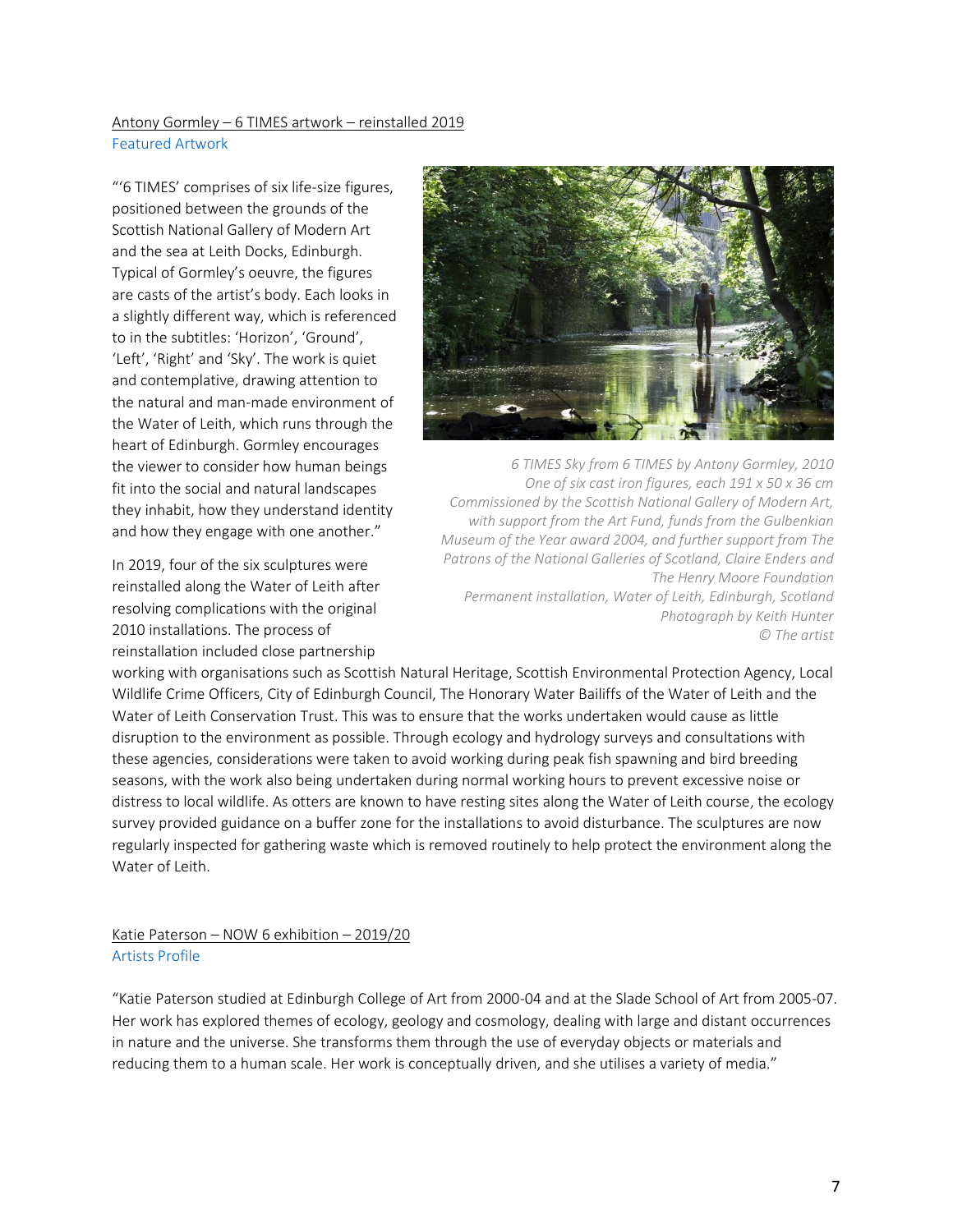Antony Gormley – 6 TIMES artwork – reinstalled 2019

Featured Artwork

"'6 TIMES' comprises of six life-size figures, positioned between the grounds of the Scottish National Gallery of Modern Art and the sea at Leith Docks, Edinburgh. Typical of Gormley's oeuvre, the figures are casts of the artist's body. Each looks in a slightly different way, which is referenced to in the subtitles: 'Horizon', 'Ground', 'Left', 'Right' and 'Sky'. The work is quiet and contemplative, drawing attention to the natural and man-made environment of the Water of Leith, which runs through the heart of Edinburgh. Gormley encourages the viewer to consider how human beings fit into the social and natural landscapes they inhabit, how they understand identity and how they engage with one another."

*6 TIMES Sky from 6 TIMES by Antony Gormley, 2010*
*One of six cast iron figures, each 191 x 50 x 36 cm*
*Commissioned by the Scottish National Gallery of Modern Art, with support from the Art Fund, funds from the Gulbenkian Museum of the Year award 2004, and further support from The Patrons of the National Galleries of Scotland, Claire Enders and The Henry Moore Foundation*
*Permanent installation, Water of Leith, Edinburgh, Scotland*
*Photograph by Keith Hunter*
*© The artist*

In 2019, four of the six sculptures were reinstalled along the Water of Leith after resolving complications with the original 2010 installations. The process of reinstallation included close partnership working with organisations such as Scottish Natural Heritage, Scottish Environmental Protection Agency, Local Wildlife Crime Officers, City of Edinburgh Council, The Honorary Water Bailiffs of the Water of Leith and the Water of Leith Conservation Trust. This was to ensure that the works undertaken would cause as little disruption to the environment as possible. Through ecology and hydrology surveys and consultations with these agencies, considerations were taken to avoid working during peak fish spawning and bird breeding seasons, with the work also being undertaken during normal working hours to prevent excessive noise or distress to local wildlife. As otters are known to have resting sites along the Water of Leith course, the ecology survey provided guidance on a buffer zone for the installations to avoid disturbance. The sculptures are now regularly inspected for gathering waste which is removed routinely to help protect the environment along the Water of Leith.

Katie Paterson – NOW 6 exhibition – 2019/20

Artists Profile

"Katie Paterson studied at Edinburgh College of Art from 2000-04 and at the Slade School of Art from 2005-07. Her work has explored themes of ecology, geology and cosmology, dealing with large and distant occurrences in nature and the universe. She transforms them through the use of everyday objects or materials and reducing them to a human scale. Her work is conceptually driven, and she utilises a variety of media."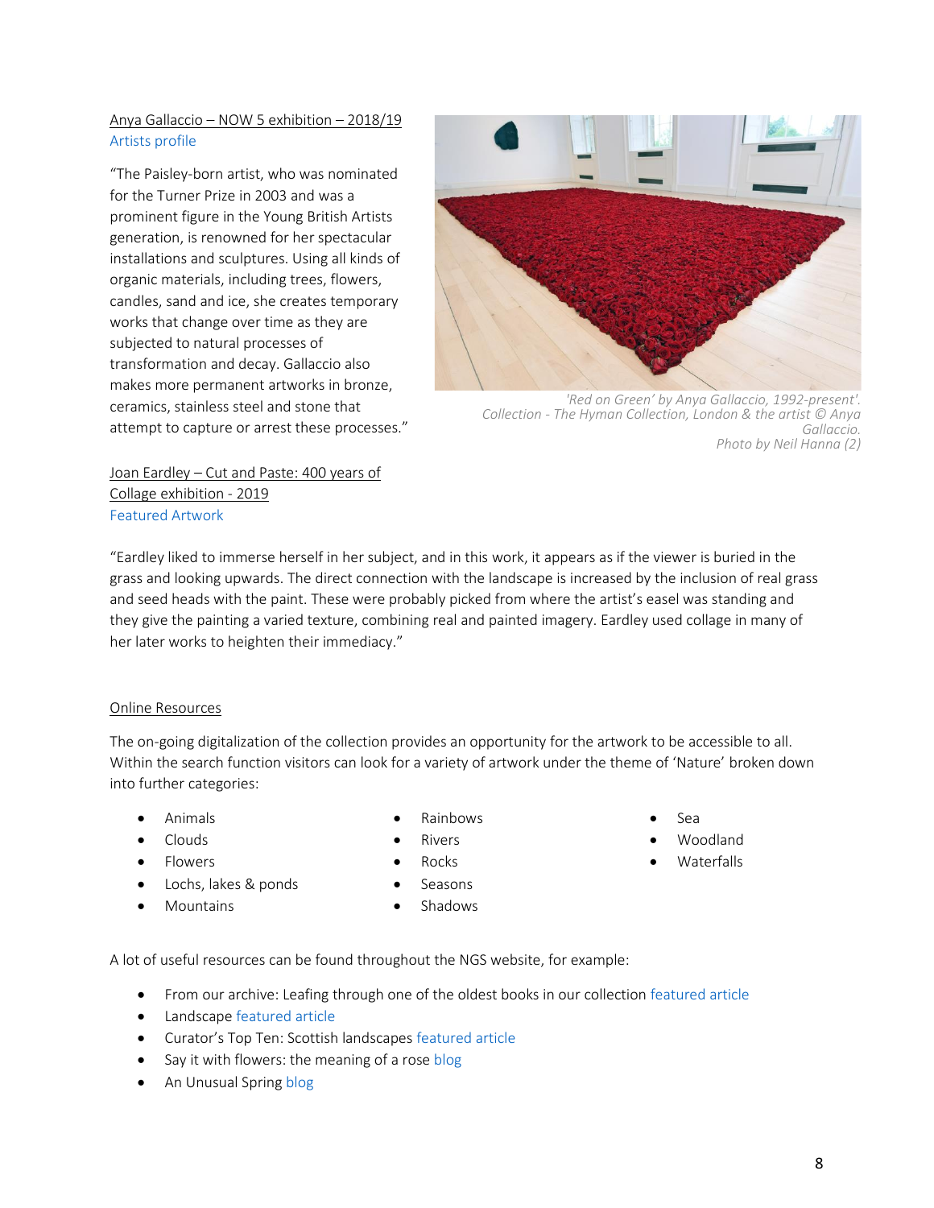Anya Gallaccio – NOW 5 exhibition – 2018/19
Artists profile

"The Paisley-born artist, who was nominated for the Turner Prize in 2003 and was a prominent figure in the Young British Artists generation, is renowned for her spectacular installations and sculptures. Using all kinds of organic materials, including trees, flowers, candles, sand and ice, she creates temporary works that change over time as they are subjected to natural processes of transformation and decay. Gallaccio also makes more permanent artworks in bronze, ceramics, stainless steel and stone that attempt to capture or arrest these processes."

*'Red on Green' by Anya Gallaccio, 1992-present'. Collection - The Hyman Collection, London & the artist © Anya Gallaccio. Photo by Neil Hanna (2)*

Joan Eardley – Cut and Paste: 400 years of Collage exhibition - 2019
Featured Artwork

"Eardley liked to immerse herself in her subject, and in this work, it appears as if the viewer is buried in the grass and looking upwards. The direct connection with the landscape is increased by the inclusion of real grass and seed heads with the paint. These were probably picked from where the artist's easel was standing and they give the painting a varied texture, combining real and painted imagery. Eardley used collage in many of her later works to heighten their immediacy."

Online Resources

The on-going digitalization of the collection provides an opportunity for the artwork to be accessible to all. Within the search function visitors can look for a variety of artwork under the theme of 'Nature' broken down into further categories:

- Animals
- Clouds
- Flowers
- Lochs, lakes & ponds
- Mountains
- Rainbows
- Rivers
- Rocks
- Seasons
- Shadows
- Sea
- Woodland
- Waterfalls

A lot of useful resources can be found throughout the NGS website, for example:

- From our archive: Leafing through one of the oldest books in our collection featured article
- Landscape featured article
- Curator's Top Ten: Scottish landscapes featured article
- Say it with flowers: the meaning of a rose blog
- An Unusual Spring blog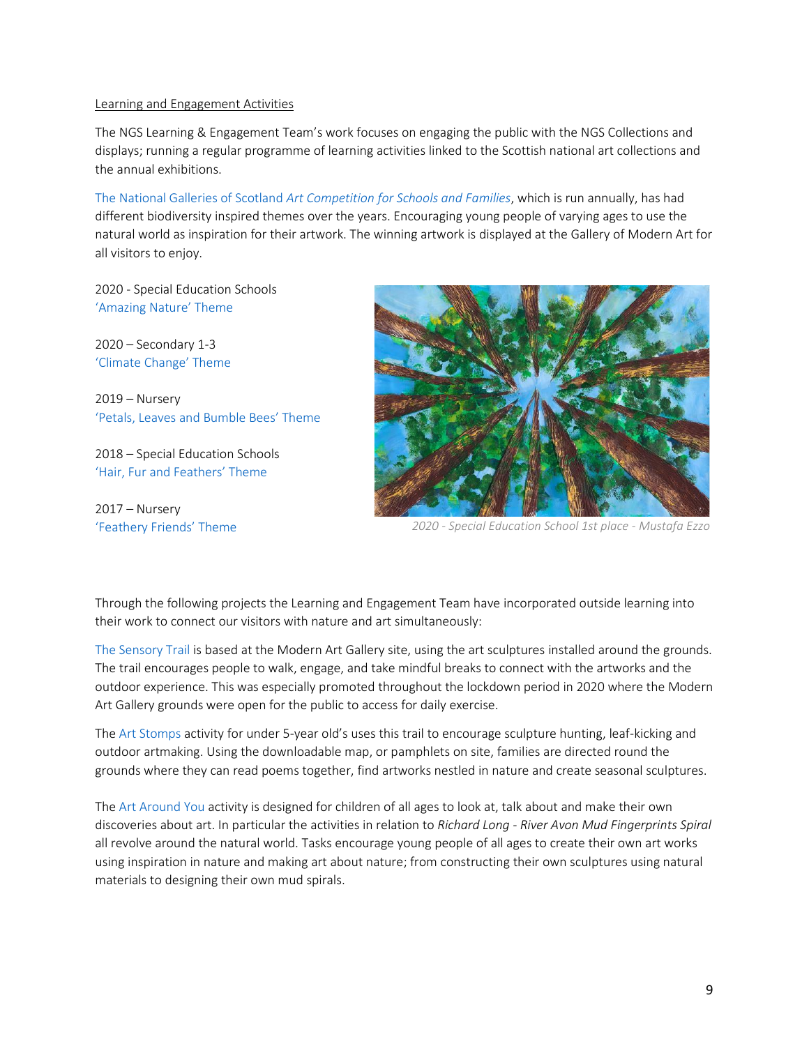Learning and Engagement Activities

The NGS Learning & Engagement Team's work focuses on engaging the public with the NGS Collections and displays; running a regular programme of learning activities linked to the Scottish national art collections and the annual exhibitions.

The National Galleries of Scotland *Art Competition for Schools and Families*, which is run annually, has had different biodiversity inspired themes over the years. Encouraging young people of varying ages to use the natural world as inspiration for their artwork. The winning artwork is displayed at the Gallery of Modern Art for all visitors to enjoy.

2020 - Special Education Schools
'Amazing Nature' Theme

2020 – Secondary 1-3
'Climate Change' Theme

2019 – Nursery
'Petals, Leaves and Bumble Bees' Theme

2018 – Special Education Schools
'Hair, Fur and Feathers' Theme

2017 – Nursery
'Feathery Friends' Theme

*2020 - Special Education School 1st place - Mustafa Ezzo*

Through the following projects the Learning and Engagement Team have incorporated outside learning into their work to connect our visitors with nature and art simultaneously:

The Sensory Trail is based at the Modern Art Gallery site, using the art sculptures installed around the grounds. The trail encourages people to walk, engage, and take mindful breaks to connect with the artworks and the outdoor experience. This was especially promoted throughout the lockdown period in 2020 where the Modern Art Gallery grounds were open for the public to access for daily exercise.

The Art Stomps activity for under 5-year old's uses this trail to encourage sculpture hunting, leaf-kicking and outdoor artmaking. Using the downloadable map, or pamphlets on site, families are directed round the grounds where they can read poems together, find artworks nestled in nature and create seasonal sculptures.

The Art Around You activity is designed for children of all ages to look at, talk about and make their own discoveries about art. In particular the activities in relation to *Richard Long - River Avon Mud Fingerprints Spiral* all revolve around the natural world. Tasks encourage young people of all ages to create their own art works using inspiration in nature and making art about nature; from constructing their own sculptures using natural materials to designing their own mud spirals.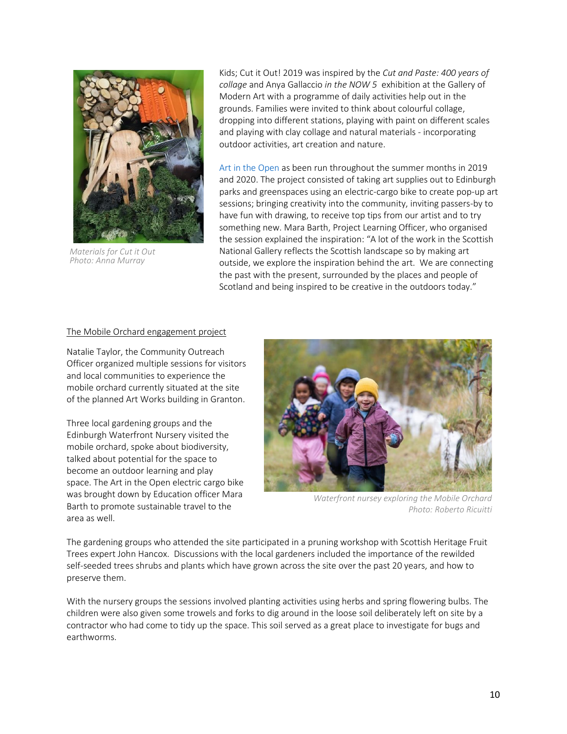Materials for Cut it Out
Photo: Anna Murray

Kids; Cut it Out! 2019 was inspired by the *Cut and Paste: 400 years of collage* and Anya Gallaccio *in the NOW 5* exhibition at the Gallery of Modern Art with a programme of daily activities help out in the grounds. Families were invited to think about colourful collage, dropping into different stations, playing with paint on different scales and playing with clay collage and natural materials - incorporating outdoor activities, art creation and nature.

Art in the Open as been run throughout the summer months in 2019 and 2020. The project consisted of taking art supplies out to Edinburgh parks and greenspaces using an electric-cargo bike to create pop-up art sessions; bringing creativity into the community, inviting passers-by to have fun with drawing, to receive top tips from our artist and to try something new. Mara Barth, Project Learning Officer, who organised the session explained the inspiration: "A lot of the work in the Scottish National Gallery reflects the Scottish landscape so by making art outside, we explore the inspiration behind the art.  We are connecting the past with the present, surrounded by the places and people of Scotland and being inspired to be creative in the outdoors today."

<u>The Mobile Orchard engagement project</u>

Natalie Taylor, the Community Outreach Officer organized multiple sessions for visitors and local communities to experience the mobile orchard currently situated at the site of the planned Art Works building in Granton.

Three local gardening groups and the Edinburgh Waterfront Nursery visited the mobile orchard, spoke about biodiversity, talked about potential for the space to become an outdoor learning and play space. The Art in the Open electric cargo bike was brought down by Education officer Mara Barth to promote sustainable travel to the area as well.

Waterfront nursey exploring the Mobile Orchard
Photo: Roberto Ricuitti

The gardening groups who attended the site participated in a pruning workshop with Scottish Heritage Fruit Trees expert John Hancox.  Discussions with the local gardeners included the importance of the rewilded self-seeded trees shrubs and plants which have grown across the site over the past 20 years, and how to preserve them.

With the nursery groups the sessions involved planting activities using herbs and spring flowering bulbs. The children were also given some trowels and forks to dig around in the loose soil deliberately left on site by a contractor who had come to tidy up the space. This soil served as a great place to investigate for bugs and earthworms.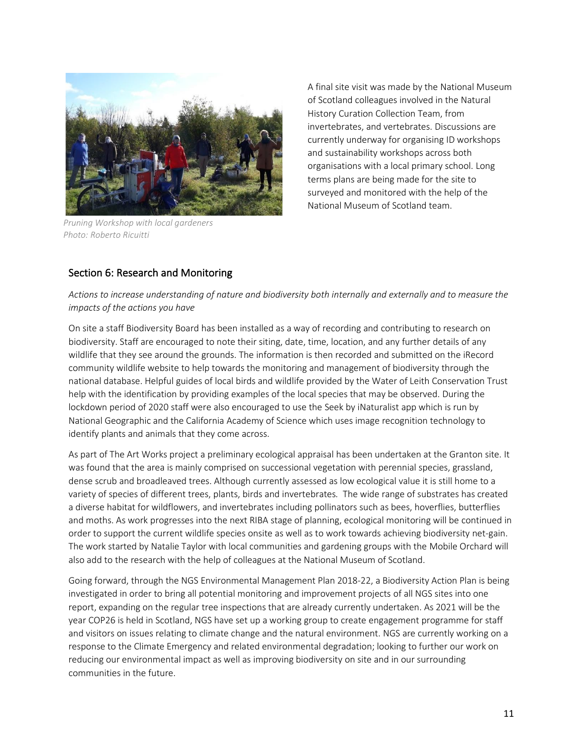Pruning Workshop with local gardeners
Photo: Roberto Ricuitti

A final site visit was made by the National Museum of Scotland colleagues involved in the Natural History Curation Collection Team, from invertebrates, and vertebrates. Discussions are currently underway for organising ID workshops and sustainability workshops across both organisations with a local primary school. Long terms plans are being made for the site to surveyed and monitored with the help of the National Museum of Scotland team.

## Section 6: Research and Monitoring

*Actions to increase understanding of nature and biodiversity both internally and externally and to measure the impacts of the actions you have*

On site a staff Biodiversity Board has been installed as a way of recording and contributing to research on biodiversity. Staff are encouraged to note their siting, date, time, location, and any further details of any wildlife that they see around the grounds. The information is then recorded and submitted on the iRecord community wildlife website to help towards the monitoring and management of biodiversity through the national database. Helpful guides of local birds and wildlife provided by the Water of Leith Conservation Trust help with the identification by providing examples of the local species that may be observed. During the lockdown period of 2020 staff were also encouraged to use the Seek by iNaturalist app which is run by National Geographic and the California Academy of Science which uses image recognition technology to identify plants and animals that they come across.

As part of The Art Works project a preliminary ecological appraisal has been undertaken at the Granton site. It was found that the area is mainly comprised on successional vegetation with perennial species, grassland, dense scrub and broadleaved trees. Although currently assessed as low ecological value it is still home to a variety of species of different trees, plants, birds and invertebrates. The wide range of substrates has created a diverse habitat for wildflowers, and invertebrates including pollinators such as bees, hoverflies, butterflies and moths. As work progresses into the next RIBA stage of planning, ecological monitoring will be continued in order to support the current wildlife species onsite as well as to work towards achieving biodiversity net-gain. The work started by Natalie Taylor with local communities and gardening groups with the Mobile Orchard will also add to the research with the help of colleagues at the National Museum of Scotland.

Going forward, through the NGS Environmental Management Plan 2018-22, a Biodiversity Action Plan is being investigated in order to bring all potential monitoring and improvement projects of all NGS sites into one report, expanding on the regular tree inspections that are already currently undertaken. As 2021 will be the year COP26 is held in Scotland, NGS have set up a working group to create engagement programme for staff and visitors on issues relating to climate change and the natural environment. NGS are currently working on a response to the Climate Emergency and related environmental degradation; looking to further our work on reducing our environmental impact as well as improving biodiversity on site and in our surrounding communities in the future.